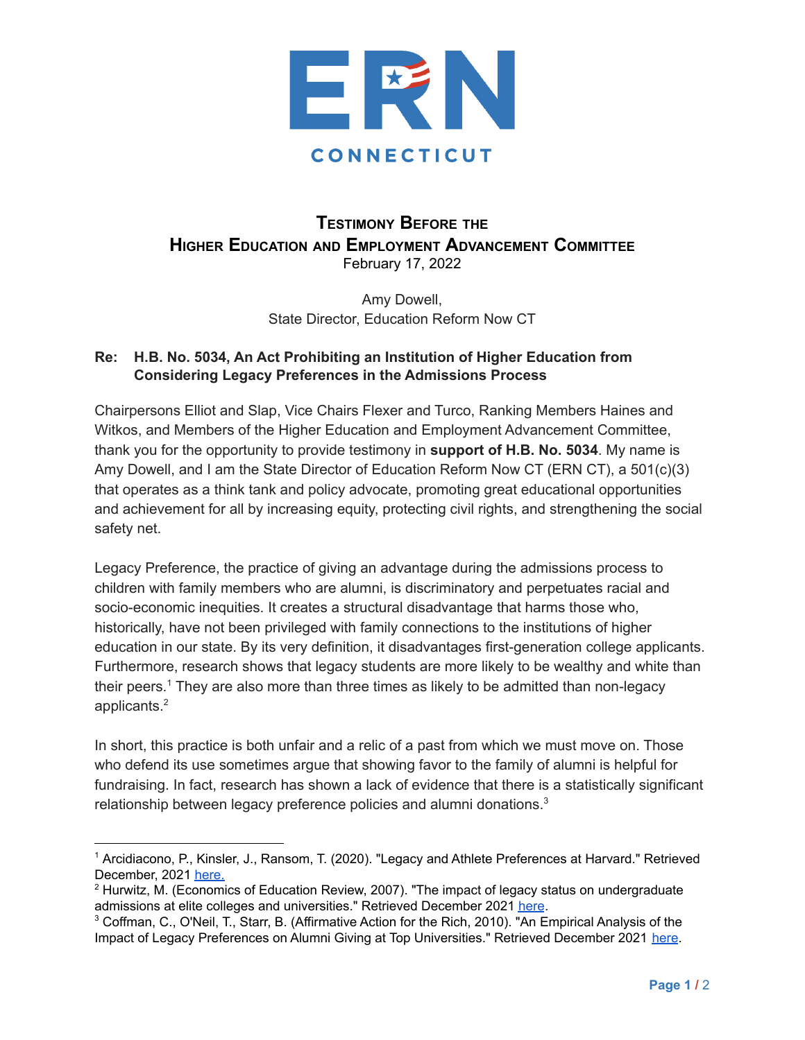ERN CONNECTICUT

**TESTIMONY BEFORE THE**
**HIGHER EDUCATION AND EMPLOYMENT ADVANCEMENT COMMITTEE**
February 17, 2022

Amy Dowell,
State Director, Education Reform Now CT

**Re: H.B. No. 5034, An Act Prohibiting an Institution of Higher Education from Considering Legacy Preferences in the Admissions Process**

Chairpersons Elliot and Slap, Vice Chairs Flexer and Turco, Ranking Members Haines and Witkos, and Members of the Higher Education and Employment Advancement Committee, thank you for the opportunity to provide testimony in **support of H.B. No. 5034**. My name is Amy Dowell, and I am the State Director of Education Reform Now CT (ERN CT), a 501(c)(3) that operates as a think tank and policy advocate, promoting great educational opportunities and achievement for all by increasing equity, protecting civil rights, and strengthening the social safety net.

Legacy Preference, the practice of giving an advantage during the admissions process to children with family members who are alumni, is discriminatory and perpetuates racial and socio-economic inequities. It creates a structural disadvantage that harms those who, historically, have not been privileged with family connections to the institutions of higher education in our state. By its very definition, it disadvantages first-generation college applicants. Furthermore, research shows that legacy students are more likely to be wealthy and white than their peers.[1] They are also more than three times as likely to be admitted than non-legacy applicants.[2]

In short, this practice is both unfair and a relic of a past from which we must move on. Those who defend its use sometimes argue that showing favor to the family of alumni is helpful for fundraising. In fact, research has shown a lack of evidence that there is a statistically significant relationship between legacy preference policies and alumni donations.[3]

---

[1] Arcidiacono, P., Kinsler, J., Ransom, T. (2020). "Legacy and Athlete Preferences at Harvard." Retrieved December, 2021 here.

[2] Hurwitz, M. (Economics of Education Review, 2007). "The impact of legacy status on undergraduate admissions at elite colleges and universities." Retrieved December 2021 here.

[3] Coffman, C., O'Neil, T., Starr, B. (Affirmative Action for the Rich, 2010). "An Empirical Analysis of the Impact of Legacy Preferences on Alumni Giving at Top Universities." Retrieved December 2021 here.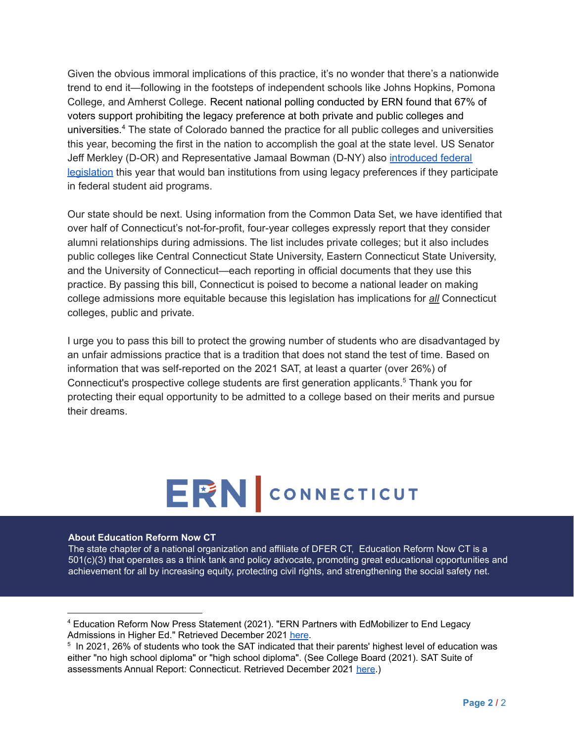Given the obvious immoral implications of this practice, it's no wonder that there's a nationwide trend to end it—following in the footsteps of independent schools like Johns Hopkins, Pomona College, and Amherst College. Recent national polling conducted by ERN found that 67% of voters support prohibiting the legacy preference at both private and public colleges and universities.[4] The state of Colorado banned the practice for all public colleges and universities this year, becoming the first in the nation to accomplish the goal at the state level. US Senator Jeff Merkley (D-OR) and Representative Jamaal Bowman (D-NY) also [introduced federal legislation]() this year that would ban institutions from using legacy preferences if they participate in federal student aid programs.

Our state should be next. Using information from the Common Data Set, we have identified that over half of Connecticut's not-for-profit, four-year colleges expressly report that they consider alumni relationships during admissions. The list includes private colleges; but it also includes public colleges like Central Connecticut State University, Eastern Connecticut State University, and the University of Connecticut—each reporting in official documents that they use this practice. By passing this bill, Connecticut is poised to become a national leader on making college admissions more equitable because this legislation has implications for ***all*** Connecticut colleges, public and private.

I urge you to pass this bill to protect the growing number of students who are disadvantaged by an unfair admissions practice that is a tradition that does not stand the test of time. Based on information that was self-reported on the 2021 SAT, at least a quarter (over 26%) of Connecticut's prospective college students are first generation applicants.[5] Thank you for protecting their equal opportunity to be admitted to a college based on their merits and pursue their dreams.

ERN | CONNECTICUT

**About Education Reform Now CT**
The state chapter of a national organization and affiliate of DFER CT, Education Reform Now CT is a 501(c)(3) that operates as a think tank and policy advocate, promoting great educational opportunities and achievement for all by increasing equity, protecting civil rights, and strengthening the social safety net.

---

[4] Education Reform Now Press Statement (2021). "ERN Partners with EdMobilizer to End Legacy Admissions in Higher Ed." Retrieved December 2021 [here]().

[5] In 2021, 26% of students who took the SAT indicated that their parents' highest level of education was either "no high school diploma" or "high school diploma". (See College Board (2021). SAT Suite of assessments Annual Report: Connecticut. Retrieved December 2021 [here]().)